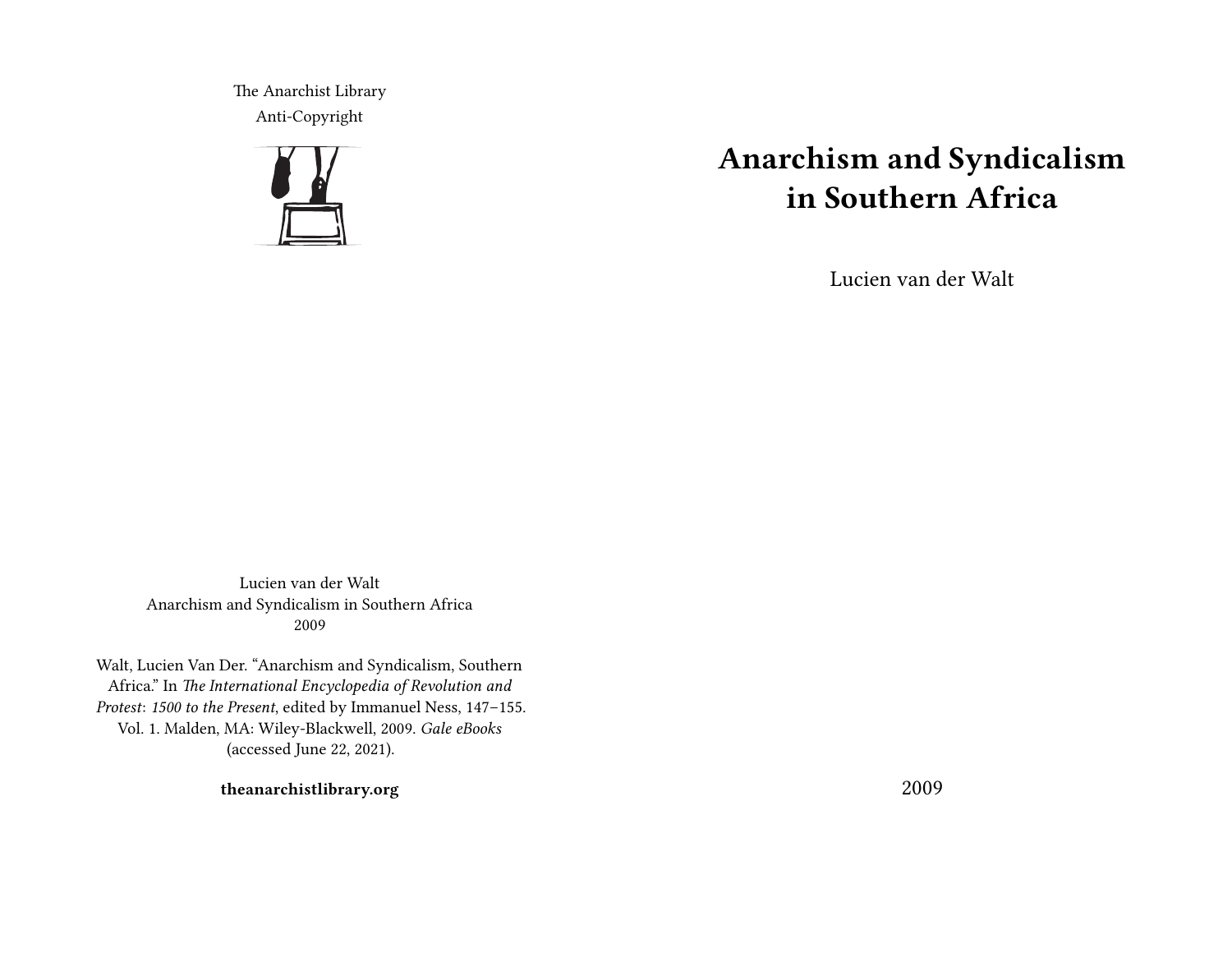The Anarchist Library
Anti-Copyright

# Anarchism and Syndicalism in Southern Africa

Lucien van der Walt

2009

Lucien van der Walt
Anarchism and Syndicalism in Southern Africa
2009

Walt, Lucien Van Der. "Anarchism and Syndicalism, Southern Africa." In *The International Encyclopedia of Revolution and Protest: 1500 to the Present*, edited by Immanuel Ness, 147–155. Vol. 1. Malden, MA: Wiley-Blackwell, 2009. *Gale eBooks* (accessed June 22, 2021).

**theanarchistlibrary.org**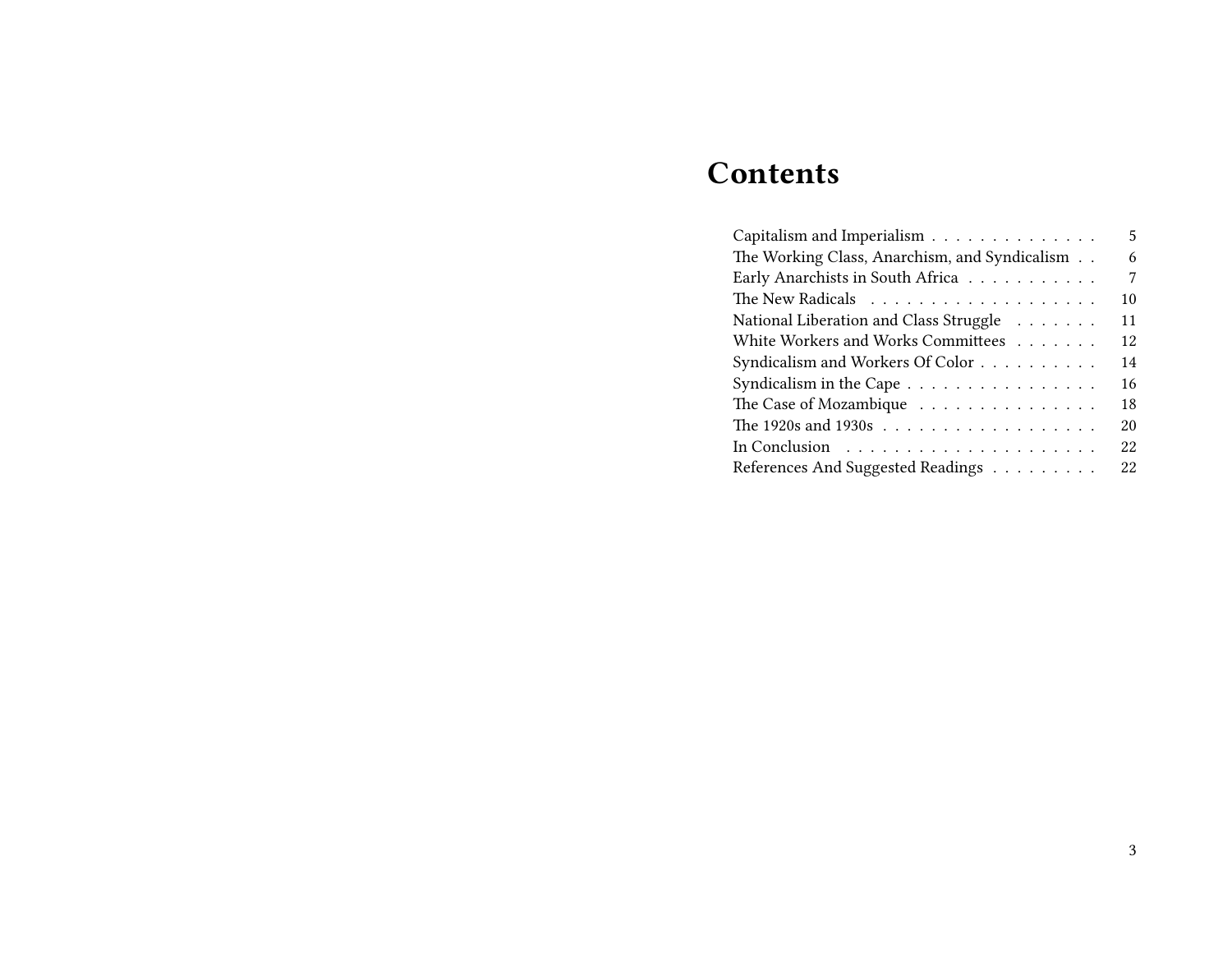# Contents

- Capitalism and Imperialism . . . 5
- The Working Class, Anarchism, and Syndicalism . . 6
- Early Anarchists in South Africa . . . 7
- The New Radicals . . . 10
- National Liberation and Class Struggle . . . 11
- White Workers and Works Committees . . . 12
- Syndicalism and Workers Of Color . . . 14
- Syndicalism in the Cape . . . 16
- The Case of Mozambique . . . 18
- The 1920s and 1930s . . . 20
- In Conclusion . . . 22
- References And Suggested Readings . . . 22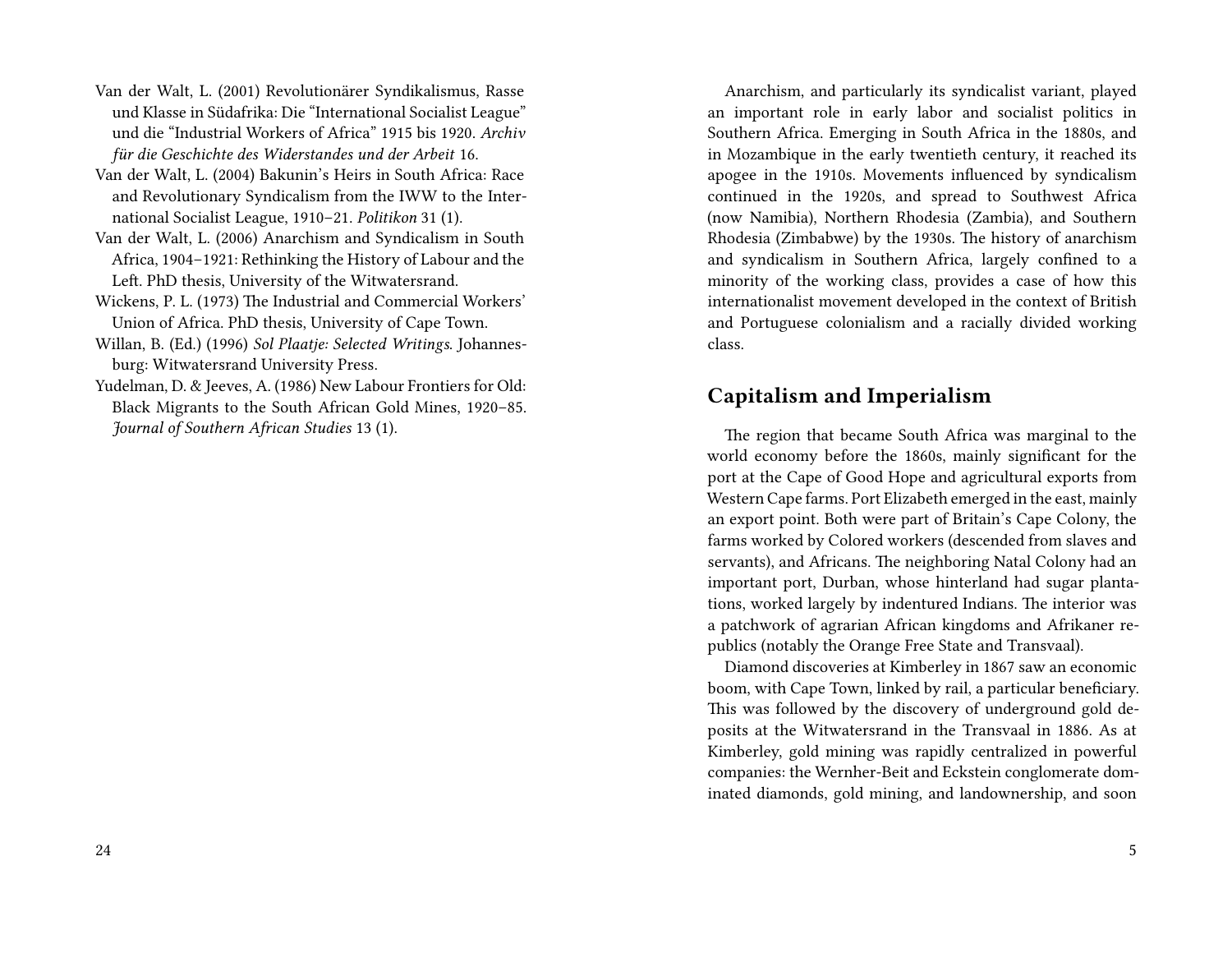Van der Walt, L. (2001) Revolutionärer Syndikalismus, Rasse und Klasse in Südafrika: Die "International Socialist League" und die "Industrial Workers of Africa" 1915 bis 1920. *Archiv für die Geschichte des Widerstandes und der Arbeit* 16.

Van der Walt, L. (2004) Bakunin's Heirs in South Africa: Race and Revolutionary Syndicalism from the IWW to the International Socialist League, 1910–21. *Politikon* 31 (1).

Van der Walt, L. (2006) Anarchism and Syndicalism in South Africa, 1904–1921: Rethinking the History of Labour and the Left. PhD thesis, University of the Witwatersrand.

Wickens, P. L. (1973) The Industrial and Commercial Workers' Union of Africa. PhD thesis, University of Cape Town.

Willan, B. (Ed.) (1996) *Sol Plaatje: Selected Writings.* Johannesburg: Witwatersrand University Press.

Yudelman, D. & Jeeves, A. (1986) New Labour Frontiers for Old: Black Migrants to the South African Gold Mines, 1920–85. *Journal of Southern African Studies* 13 (1).

Anarchism, and particularly its syndicalist variant, played an important role in early labor and socialist politics in Southern Africa. Emerging in South Africa in the 1880s, and in Mozambique in the early twentieth century, it reached its apogee in the 1910s. Movements influenced by syndicalism continued in the 1920s, and spread to Southwest Africa (now Namibia), Northern Rhodesia (Zambia), and Southern Rhodesia (Zimbabwe) by the 1930s. The history of anarchism and syndicalism in Southern Africa, largely confined to a minority of the working class, provides a case of how this internationalist movement developed in the context of British and Portuguese colonialism and a racially divided working class.

## Capitalism and Imperialism

The region that became South Africa was marginal to the world economy before the 1860s, mainly significant for the port at the Cape of Good Hope and agricultural exports from Western Cape farms. Port Elizabeth emerged in the east, mainly an export point. Both were part of Britain's Cape Colony, the farms worked by Colored workers (descended from slaves and servants), and Africans. The neighboring Natal Colony had an important port, Durban, whose hinterland had sugar plantations, worked largely by indentured Indians. The interior was a patchwork of agrarian African kingdoms and Afrikaner republics (notably the Orange Free State and Transvaal).

Diamond discoveries at Kimberley in 1867 saw an economic boom, with Cape Town, linked by rail, a particular beneficiary. This was followed by the discovery of underground gold deposits at the Witwatersrand in the Transvaal in 1886. As at Kimberley, gold mining was rapidly centralized in powerful companies: the Wernher-Beit and Eckstein conglomerate dominated diamonds, gold mining, and landownership, and soon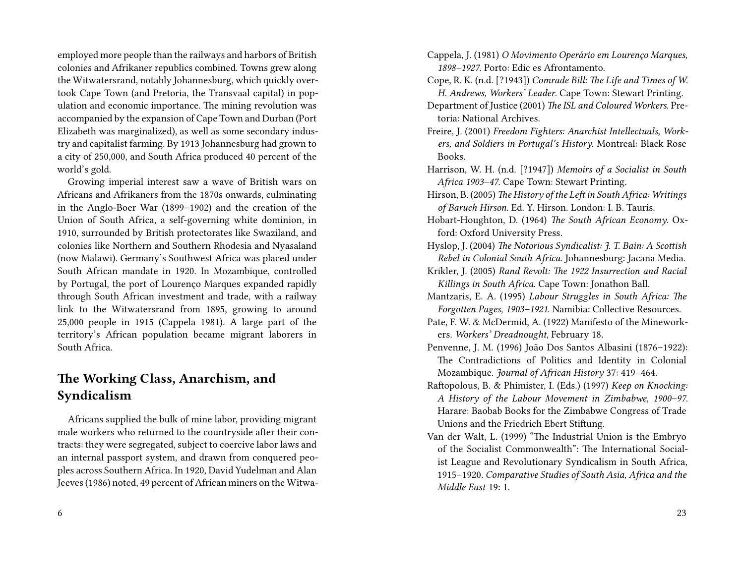employed more people than the railways and harbors of British colonies and Afrikaner republics combined. Towns grew along the Witwatersrand, notably Johannesburg, which quickly overtook Cape Town (and Pretoria, the Transvaal capital) in population and economic importance. The mining revolution was accompanied by the expansion of Cape Town and Durban (Port Elizabeth was marginalized), as well as some secondary industry and capitalist farming. By 1913 Johannesburg had grown to a city of 250,000, and South Africa produced 40 percent of the world's gold.

Growing imperial interest saw a wave of British wars on Africans and Afrikaners from the 1870s onwards, culminating in the Anglo-Boer War (1899–1902) and the creation of the Union of South Africa, a self-governing white dominion, in 1910, surrounded by British protectorates like Swaziland, and colonies like Northern and Southern Rhodesia and Nyasaland (now Malawi). Germany's Southwest Africa was placed under South African mandate in 1920. In Mozambique, controlled by Portugal, the port of Lourenço Marques expanded rapidly through South African investment and trade, with a railway link to the Witwatersrand from 1895, growing to around 25,000 people in 1915 (Cappela 1981). A large part of the territory's African population became migrant laborers in South Africa.

## The Working Class, Anarchism, and Syndicalism

Africans supplied the bulk of mine labor, providing migrant male workers who returned to the countryside after their contracts: they were segregated, subject to coercive labor laws and an internal passport system, and drawn from conquered peoples across Southern Africa. In 1920, David Yudelman and Alan Jeeves (1986) noted, 49 percent of African miners on the Witwa-

Cappela, J. (1981) *O Movimento Operário em Lourenço Marques, 1898–1927*. Porto: Edic es Afrontamento.

Cope, R. K. (n.d. [?1943]) *Comrade Bill: The Life and Times of W. H. Andrews, Workers' Leader*. Cape Town: Stewart Printing.

Department of Justice (2001) *The ISL and Coloured Workers*. Pretoria: National Archives.

Freire, J. (2001) *Freedom Fighters: Anarchist Intellectuals, Workers, and Soldiers in Portugal's History*. Montreal: Black Rose Books.

Harrison, W. H. (n.d. [?1947]) *Memoirs of a Socialist in South Africa 1903–47*. Cape Town: Stewart Printing.

Hirson, B. (2005) *The History of the Left in South Africa: Writings of Baruch Hirson*. Ed. Y. Hirson. London: I. B. Tauris.

Hobart-Houghton, D. (1964) *The South African Economy*. Oxford: Oxford University Press.

Hyslop, J. (2004) *The Notorious Syndicalist: J. T. Bain: A Scottish Rebel in Colonial South Africa*. Johannesburg: Jacana Media.

Krikler, J. (2005) *Rand Revolt: The 1922 Insurrection and Racial Killings in South Africa*. Cape Town: Jonathon Ball.

Mantzaris, E. A. (1995) *Labour Struggles in South Africa: The Forgotten Pages, 1903–1921*. Namibia: Collective Resources.

Pate, F. W. & McDermid, A. (1922) Manifesto of the Mineworkers. *Workers' Dreadnought*, February 18.

Penvenne, J. M. (1996) João Dos Santos Albasini (1876–1922): The Contradictions of Politics and Identity in Colonial Mozambique. *Journal of African History* 37: 419–464.

Raftopolous, B. & Phimister, I. (Eds.) (1997) *Keep on Knocking: A History of the Labour Movement in Zimbabwe, 1900–97*. Harare: Baobab Books for the Zimbabwe Congress of Trade Unions and the Friedrich Ebert Stiftung.

Van der Walt, L. (1999) "The Industrial Union is the Embryo of the Socialist Commonwealth": The International Socialist League and Revolutionary Syndicalism in South Africa, 1915–1920. *Comparative Studies of South Asia, Africa and the Middle East* 19: 1.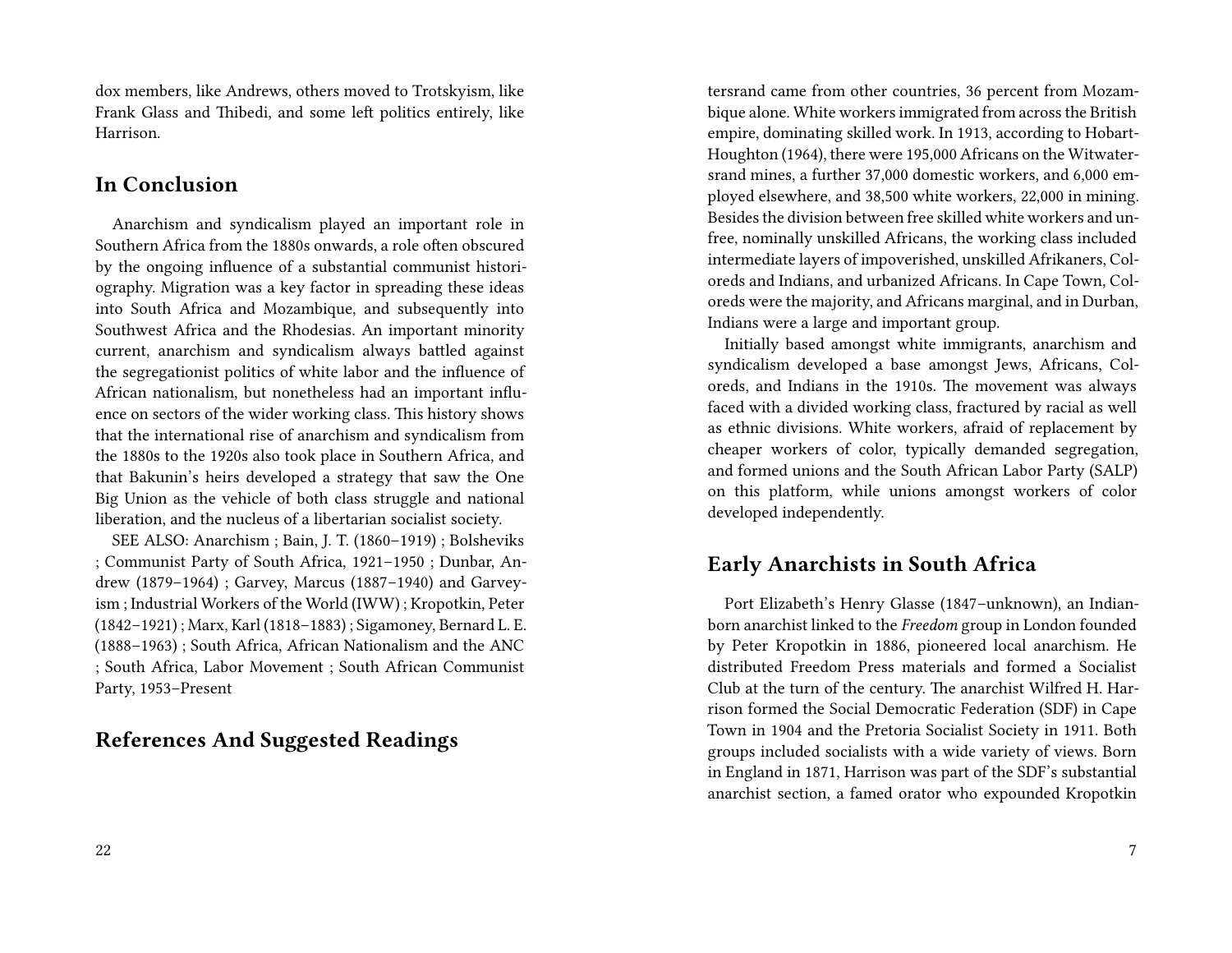dox members, like Andrews, others moved to Trotskyism, like Frank Glass and Thibedi, and some left politics entirely, like Harrison.

## In Conclusion

Anarchism and syndicalism played an important role in Southern Africa from the 1880s onwards, a role often obscured by the ongoing influence of a substantial communist historiography. Migration was a key factor in spreading these ideas into South Africa and Mozambique, and subsequently into Southwest Africa and the Rhodesias. An important minority current, anarchism and syndicalism always battled against the segregationist politics of white labor and the influence of African nationalism, but nonetheless had an important influence on sectors of the wider working class. This history shows that the international rise of anarchism and syndicalism from the 1880s to the 1920s also took place in Southern Africa, and that Bakunin's heirs developed a strategy that saw the One Big Union as the vehicle of both class struggle and national liberation, and the nucleus of a libertarian socialist society.

SEE ALSO: Anarchism ; Bain, J. T. (1860–1919) ; Bolsheviks ; Communist Party of South Africa, 1921–1950 ; Dunbar, Andrew (1879–1964) ; Garvey, Marcus (1887–1940) and Garveyism ; Industrial Workers of the World (IWW) ; Kropotkin, Peter (1842–1921) ; Marx, Karl (1818–1883) ; Sigamoney, Bernard L. E. (1888–1963) ; South Africa, African Nationalism and the ANC ; South Africa, Labor Movement ; South African Communist Party, 1953–Present

## References And Suggested Readings

tersrand came from other countries, 36 percent from Mozambique alone. White workers immigrated from across the British empire, dominating skilled work. In 1913, according to Hobart-Houghton (1964), there were 195,000 Africans on the Witwatersrand mines, a further 37,000 domestic workers, and 6,000 employed elsewhere, and 38,500 white workers, 22,000 in mining. Besides the division between free skilled white workers and unfree, nominally unskilled Africans, the working class included intermediate layers of impoverished, unskilled Afrikaners, Coloreds and Indians, and urbanized Africans. In Cape Town, Coloreds were the majority, and Africans marginal, and in Durban, Indians were a large and important group.

Initially based amongst white immigrants, anarchism and syndicalism developed a base amongst Jews, Africans, Coloreds, and Indians in the 1910s. The movement was always faced with a divided working class, fractured by racial as well as ethnic divisions. White workers, afraid of replacement by cheaper workers of color, typically demanded segregation, and formed unions and the South African Labor Party (SALP) on this platform, while unions amongst workers of color developed independently.

## Early Anarchists in South Africa

Port Elizabeth's Henry Glasse (1847–unknown), an Indian-born anarchist linked to the *Freedom* group in London founded by Peter Kropotkin in 1886, pioneered local anarchism. He distributed Freedom Press materials and formed a Socialist Club at the turn of the century. The anarchist Wilfred H. Harrison formed the Social Democratic Federation (SDF) in Cape Town in 1904 and the Pretoria Socialist Society in 1911. Both groups included socialists with a wide variety of views. Born in England in 1871, Harrison was part of the SDF's substantial anarchist section, a famed orator who expounded Kropotkin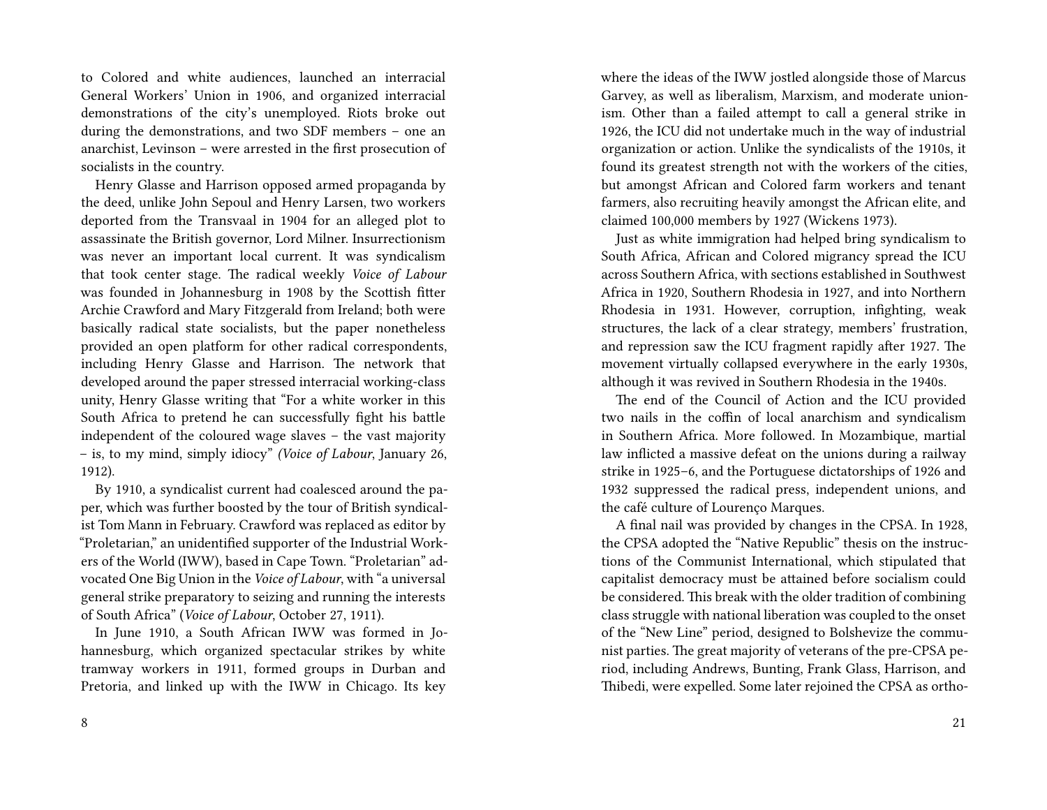to Colored and white audiences, launched an interracial General Workers' Union in 1906, and organized interracial demonstrations of the city's unemployed. Riots broke out during the demonstrations, and two SDF members – one an anarchist, Levinson – were arrested in the first prosecution of socialists in the country.

Henry Glasse and Harrison opposed armed propaganda by the deed, unlike John Sepoul and Henry Larsen, two workers deported from the Transvaal in 1904 for an alleged plot to assassinate the British governor, Lord Milner. Insurrectionism was never an important local current. It was syndicalism that took center stage. The radical weekly *Voice of Labour* was founded in Johannesburg in 1908 by the Scottish fitter Archie Crawford and Mary Fitzgerald from Ireland; both were basically radical state socialists, but the paper nonetheless provided an open platform for other radical correspondents, including Henry Glasse and Harrison. The network that developed around the paper stressed interracial working-class unity, Henry Glasse writing that "For a white worker in this South Africa to pretend he can successfully fight his battle independent of the coloured wage slaves – the vast majority – is, to my mind, simply idiocy" *(Voice of Labour,* January 26, 1912).

By 1910, a syndicalist current had coalesced around the paper, which was further boosted by the tour of British syndicalist Tom Mann in February. Crawford was replaced as editor by "Proletarian," an unidentified supporter of the Industrial Workers of the World (IWW), based in Cape Town. "Proletarian" advocated One Big Union in the *Voice of Labour*, with "a universal general strike preparatory to seizing and running the interests of South Africa" (*Voice of Labour*, October 27, 1911).

In June 1910, a South African IWW was formed in Johannesburg, which organized spectacular strikes by white tramway workers in 1911, formed groups in Durban and Pretoria, and linked up with the IWW in Chicago. Its key

where the ideas of the IWW jostled alongside those of Marcus Garvey, as well as liberalism, Marxism, and moderate unionism. Other than a failed attempt to call a general strike in 1926, the ICU did not undertake much in the way of industrial organization or action. Unlike the syndicalists of the 1910s, it found its greatest strength not with the workers of the cities, but amongst African and Colored farm workers and tenant farmers, also recruiting heavily amongst the African elite, and claimed 100,000 members by 1927 (Wickens 1973).

Just as white immigration had helped bring syndicalism to South Africa, African and Colored migrancy spread the ICU across Southern Africa, with sections established in Southwest Africa in 1920, Southern Rhodesia in 1927, and into Northern Rhodesia in 1931. However, corruption, infighting, weak structures, the lack of a clear strategy, members' frustration, and repression saw the ICU fragment rapidly after 1927. The movement virtually collapsed everywhere in the early 1930s, although it was revived in Southern Rhodesia in the 1940s.

The end of the Council of Action and the ICU provided two nails in the coffin of local anarchism and syndicalism in Southern Africa. More followed. In Mozambique, martial law inflicted a massive defeat on the unions during a railway strike in 1925–6, and the Portuguese dictatorships of 1926 and 1932 suppressed the radical press, independent unions, and the café culture of Lourenço Marques.

A final nail was provided by changes in the CPSA. In 1928, the CPSA adopted the "Native Republic" thesis on the instructions of the Communist International, which stipulated that capitalist democracy must be attained before socialism could be considered. This break with the older tradition of combining class struggle with national liberation was coupled to the onset of the "New Line" period, designed to Bolshevize the communist parties. The great majority of veterans of the pre-CPSA period, including Andrews, Bunting, Frank Glass, Harrison, and Thibedi, were expelled. Some later rejoined the CPSA as ortho-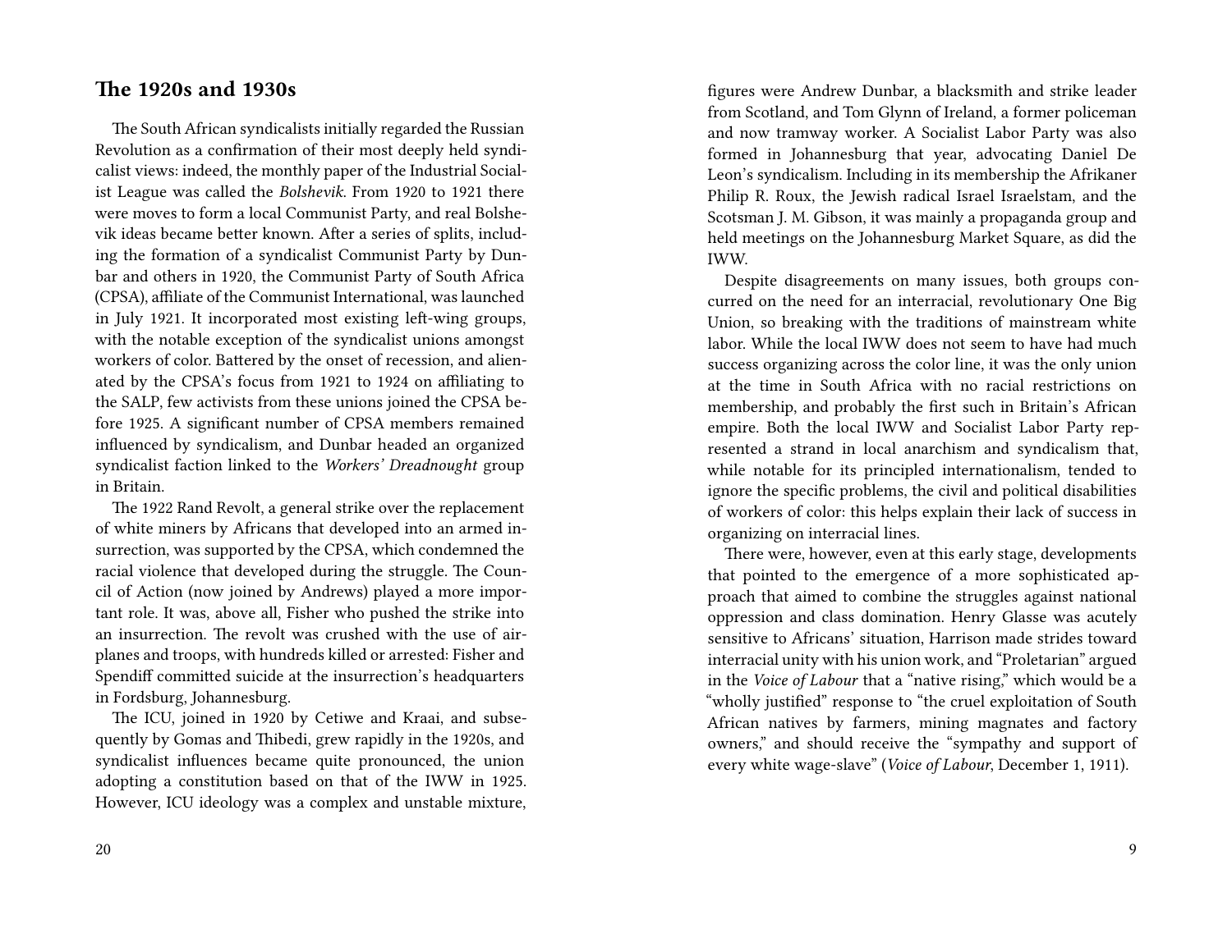## The 1920s and 1930s

The South African syndicalists initially regarded the Russian Revolution as a confirmation of their most deeply held syndicalist views: indeed, the monthly paper of the Industrial Socialist League was called the *Bolshevik.* From 1920 to 1921 there were moves to form a local Communist Party, and real Bolshevik ideas became better known. After a series of splits, including the formation of a syndicalist Communist Party by Dunbar and others in 1920, the Communist Party of South Africa (CPSA), affiliate of the Communist International, was launched in July 1921. It incorporated most existing left-wing groups, with the notable exception of the syndicalist unions amongst workers of color. Battered by the onset of recession, and alienated by the CPSA's focus from 1921 to 1924 on affiliating to the SALP, few activists from these unions joined the CPSA before 1925. A significant number of CPSA members remained influenced by syndicalism, and Dunbar headed an organized syndicalist faction linked to the *Workers' Dreadnought* group in Britain.

The 1922 Rand Revolt, a general strike over the replacement of white miners by Africans that developed into an armed insurrection, was supported by the CPSA, which condemned the racial violence that developed during the struggle. The Council of Action (now joined by Andrews) played a more important role. It was, above all, Fisher who pushed the strike into an insurrection. The revolt was crushed with the use of airplanes and troops, with hundreds killed or arrested: Fisher and Spendiff committed suicide at the insurrection's headquarters in Fordsburg, Johannesburg.

The ICU, joined in 1920 by Cetiwe and Kraai, and subsequently by Gomas and Thibedi, grew rapidly in the 1920s, and syndicalist influences became quite pronounced, the union adopting a constitution based on that of the IWW in 1925. However, ICU ideology was a complex and unstable mixture,

figures were Andrew Dunbar, a blacksmith and strike leader from Scotland, and Tom Glynn of Ireland, a former policeman and now tramway worker. A Socialist Labor Party was also formed in Johannesburg that year, advocating Daniel De Leon's syndicalism. Including in its membership the Afrikaner Philip R. Roux, the Jewish radical Israel Israelstam, and the Scotsman J. M. Gibson, it was mainly a propaganda group and held meetings on the Johannesburg Market Square, as did the IWW.

Despite disagreements on many issues, both groups concurred on the need for an interracial, revolutionary One Big Union, so breaking with the traditions of mainstream white labor. While the local IWW does not seem to have had much success organizing across the color line, it was the only union at the time in South Africa with no racial restrictions on membership, and probably the first such in Britain's African empire. Both the local IWW and Socialist Labor Party represented a strand in local anarchism and syndicalism that, while notable for its principled internationalism, tended to ignore the specific problems, the civil and political disabilities of workers of color: this helps explain their lack of success in organizing on interracial lines.

There were, however, even at this early stage, developments that pointed to the emergence of a more sophisticated approach that aimed to combine the struggles against national oppression and class domination. Henry Glasse was acutely sensitive to Africans' situation, Harrison made strides toward interracial unity with his union work, and "Proletarian" argued in the *Voice of Labour* that a "native rising," which would be a "wholly justified" response to "the cruel exploitation of South African natives by farmers, mining magnates and factory owners," and should receive the "sympathy and support of every white wage-slave" (*Voice of Labour*, December 1, 1911).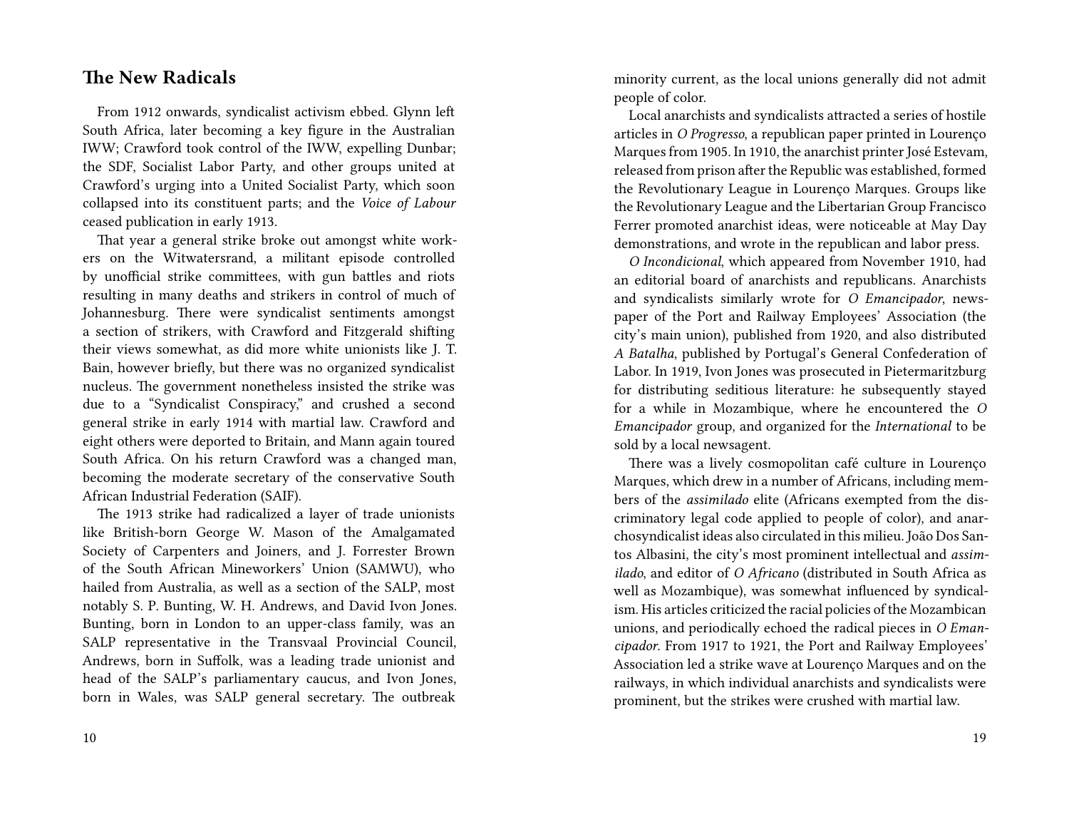## The New Radicals

From 1912 onwards, syndicalist activism ebbed. Glynn left South Africa, later becoming a key figure in the Australian IWW; Crawford took control of the IWW, expelling Dunbar; the SDF, Socialist Labor Party, and other groups united at Crawford's urging into a United Socialist Party, which soon collapsed into its constituent parts; and the *Voice of Labour* ceased publication in early 1913.

That year a general strike broke out amongst white workers on the Witwatersrand, a militant episode controlled by unofficial strike committees, with gun battles and riots resulting in many deaths and strikers in control of much of Johannesburg. There were syndicalist sentiments amongst a section of strikers, with Crawford and Fitzgerald shifting their views somewhat, as did more white unionists like J. T. Bain, however briefly, but there was no organized syndicalist nucleus. The government nonetheless insisted the strike was due to a "Syndicalist Conspiracy," and crushed a second general strike in early 1914 with martial law. Crawford and eight others were deported to Britain, and Mann again toured South Africa. On his return Crawford was a changed man, becoming the moderate secretary of the conservative South African Industrial Federation (SAIF).

The 1913 strike had radicalized a layer of trade unionists like British-born George W. Mason of the Amalgamated Society of Carpenters and Joiners, and J. Forrester Brown of the South African Mineworkers' Union (SAMWU), who hailed from Australia, as well as a section of the SALP, most notably S. P. Bunting, W. H. Andrews, and David Ivon Jones. Bunting, born in London to an upper-class family, was an SALP representative in the Transvaal Provincial Council, Andrews, born in Suffolk, was a leading trade unionist and head of the SALP's parliamentary caucus, and Ivon Jones, born in Wales, was SALP general secretary. The outbreak

minority current, as the local unions generally did not admit people of color.

Local anarchists and syndicalists attracted a series of hostile articles in *O Progresso*, a republican paper printed in Lourenço Marques from 1905. In 1910, the anarchist printer José Estevam, released from prison after the Republic was established, formed the Revolutionary League in Lourenço Marques. Groups like the Revolutionary League and the Libertarian Group Francisco Ferrer promoted anarchist ideas, were noticeable at May Day demonstrations, and wrote in the republican and labor press.

*O Incondicional*, which appeared from November 1910, had an editorial board of anarchists and republicans. Anarchists and syndicalists similarly wrote for *O Emancipador*, newspaper of the Port and Railway Employees' Association (the city's main union), published from 1920, and also distributed *A Batalha*, published by Portugal's General Confederation of Labor. In 1919, Ivon Jones was prosecuted in Pietermaritzburg for distributing seditious literature: he subsequently stayed for a while in Mozambique, where he encountered the *O Emancipador* group, and organized for the *International* to be sold by a local newsagent.

There was a lively cosmopolitan café culture in Lourenço Marques, which drew in a number of Africans, including members of the *assimilado* elite (Africans exempted from the discriminatory legal code applied to people of color), and anarchosyndicalist ideas also circulated in this milieu. João Dos Santos Albasini, the city's most prominent intellectual and *assimilado*, and editor of *O Africano* (distributed in South Africa as well as Mozambique), was somewhat influenced by syndicalism. His articles criticized the racial policies of the Mozambican unions, and periodically echoed the radical pieces in *O Emancipador*. From 1917 to 1921, the Port and Railway Employees' Association led a strike wave at Lourenço Marques and on the railways, in which individual anarchists and syndicalists were prominent, but the strikes were crushed with martial law.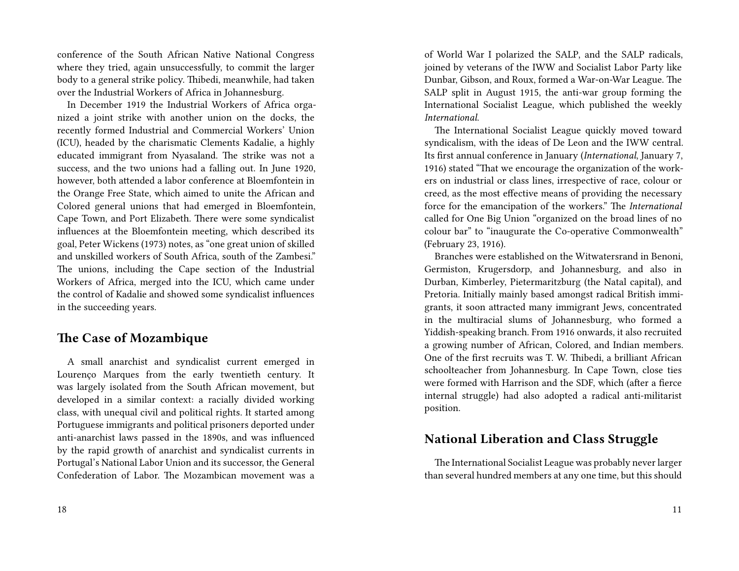conference of the South African Native National Congress where they tried, again unsuccessfully, to commit the larger body to a general strike policy. Thibedi, meanwhile, had taken over the Industrial Workers of Africa in Johannesburg.

In December 1919 the Industrial Workers of Africa organized a joint strike with another union on the docks, the recently formed Industrial and Commercial Workers' Union (ICU), headed by the charismatic Clements Kadalie, a highly educated immigrant from Nyasaland. The strike was not a success, and the two unions had a falling out. In June 1920, however, both attended a labor conference at Bloemfontein in the Orange Free State, which aimed to unite the African and Colored general unions that had emerged in Bloemfontein, Cape Town, and Port Elizabeth. There were some syndicalist influences at the Bloemfontein meeting, which described its goal, Peter Wickens (1973) notes, as "one great union of skilled and unskilled workers of South Africa, south of the Zambesi." The unions, including the Cape section of the Industrial Workers of Africa, merged into the ICU, which came under the control of Kadalie and showed some syndicalist influences in the succeeding years.

## The Case of Mozambique

A small anarchist and syndicalist current emerged in Lourenço Marques from the early twentieth century. It was largely isolated from the South African movement, but developed in a similar context: a racially divided working class, with unequal civil and political rights. It started among Portuguese immigrants and political prisoners deported under anti-anarchist laws passed in the 1890s, and was influenced by the rapid growth of anarchist and syndicalist currents in Portugal's National Labor Union and its successor, the General Confederation of Labor. The Mozambican movement was a

of World War I polarized the SALP, and the SALP radicals, joined by veterans of the IWW and Socialist Labor Party like Dunbar, Gibson, and Roux, formed a War-on-War League. The SALP split in August 1915, the anti-war group forming the International Socialist League, which published the weekly *International*.

The International Socialist League quickly moved toward syndicalism, with the ideas of De Leon and the IWW central. Its first annual conference in January (*International*, January 7, 1916) stated "That we encourage the organization of the workers on industrial or class lines, irrespective of race, colour or creed, as the most effective means of providing the necessary force for the emancipation of the workers." The *International* called for One Big Union "organized on the broad lines of no colour bar" to "inaugurate the Co-operative Commonwealth" (February 23, 1916).

Branches were established on the Witwatersrand in Benoni, Germiston, Krugersdorp, and Johannesburg, and also in Durban, Kimberley, Pietermaritzburg (the Natal capital), and Pretoria. Initially mainly based amongst radical British immigrants, it soon attracted many immigrant Jews, concentrated in the multiracial slums of Johannesburg, who formed a Yiddish-speaking branch. From 1916 onwards, it also recruited a growing number of African, Colored, and Indian members. One of the first recruits was T. W. Thibedi, a brilliant African schoolteacher from Johannesburg. In Cape Town, close ties were formed with Harrison and the SDF, which (after a fierce internal struggle) had also adopted a radical anti-militarist position.

## National Liberation and Class Struggle

The International Socialist League was probably never larger than several hundred members at any one time, but this should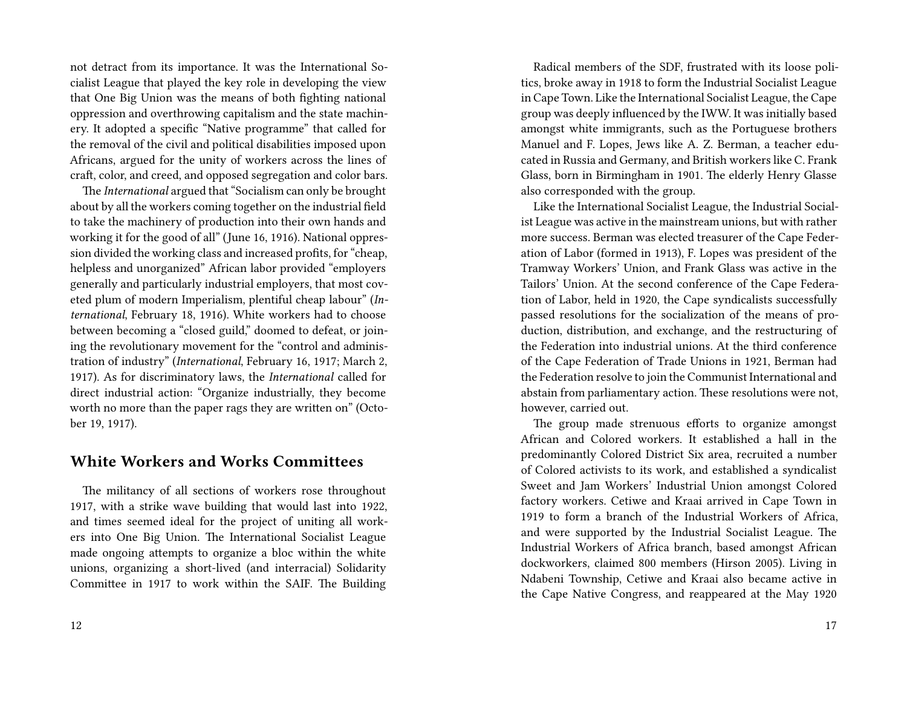not detract from its importance. It was the International Socialist League that played the key role in developing the view that One Big Union was the means of both fighting national oppression and overthrowing capitalism and the state machinery. It adopted a specific "Native programme" that called for the removal of the civil and political disabilities imposed upon Africans, argued for the unity of workers across the lines of craft, color, and creed, and opposed segregation and color bars.

The *International* argued that "Socialism can only be brought about by all the workers coming together on the industrial field to take the machinery of production into their own hands and working it for the good of all" (June 16, 1916). National oppression divided the working class and increased profits, for "cheap, helpless and unorganized" African labor provided "employers generally and particularly industrial employers, that most coveted plum of modern Imperialism, plentiful cheap labour" (*International*, February 18, 1916). White workers had to choose between becoming a "closed guild," doomed to defeat, or joining the revolutionary movement for the "control and administration of industry" (*International*, February 16, 1917; March 2, 1917). As for discriminatory laws, the *International* called for direct industrial action: "Organize industrially, they become worth no more than the paper rags they are written on" (October 19, 1917).

## White Workers and Works Committees

The militancy of all sections of workers rose throughout 1917, with a strike wave building that would last into 1922, and times seemed ideal for the project of uniting all workers into One Big Union. The International Socialist League made ongoing attempts to organize a bloc within the white unions, organizing a short-lived (and interracial) Solidarity Committee in 1917 to work within the SAIF. The Building

Radical members of the SDF, frustrated with its loose politics, broke away in 1918 to form the Industrial Socialist League in Cape Town. Like the International Socialist League, the Cape group was deeply influenced by the IWW. It was initially based amongst white immigrants, such as the Portuguese brothers Manuel and F. Lopes, Jews like A. Z. Berman, a teacher educated in Russia and Germany, and British workers like C. Frank Glass, born in Birmingham in 1901. The elderly Henry Glasse also corresponded with the group.

Like the International Socialist League, the Industrial Socialist League was active in the mainstream unions, but with rather more success. Berman was elected treasurer of the Cape Federation of Labor (formed in 1913), F. Lopes was president of the Tramway Workers' Union, and Frank Glass was active in the Tailors' Union. At the second conference of the Cape Federation of Labor, held in 1920, the Cape syndicalists successfully passed resolutions for the socialization of the means of production, distribution, and exchange, and the restructuring of the Federation into industrial unions. At the third conference of the Cape Federation of Trade Unions in 1921, Berman had the Federation resolve to join the Communist International and abstain from parliamentary action. These resolutions were not, however, carried out.

The group made strenuous efforts to organize amongst African and Colored workers. It established a hall in the predominantly Colored District Six area, recruited a number of Colored activists to its work, and established a syndicalist Sweet and Jam Workers' Industrial Union amongst Colored factory workers. Cetiwe and Kraai arrived in Cape Town in 1919 to form a branch of the Industrial Workers of Africa, and were supported by the Industrial Socialist League. The Industrial Workers of Africa branch, based amongst African dockworkers, claimed 800 members (Hirson 2005). Living in Ndabeni Township, Cetiwe and Kraai also became active in the Cape Native Congress, and reappeared at the May 1920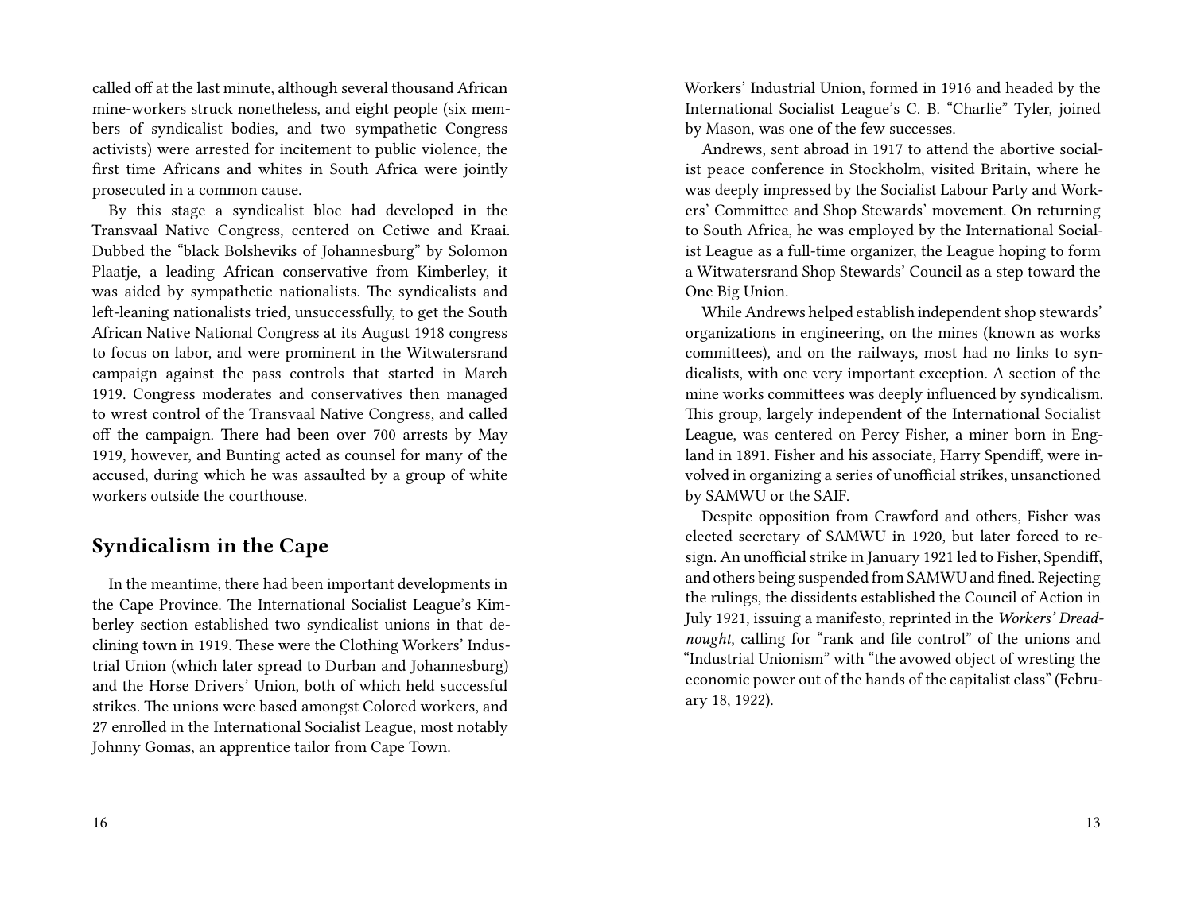called off at the last minute, although several thousand African mine-workers struck nonetheless, and eight people (six members of syndicalist bodies, and two sympathetic Congress activists) were arrested for incitement to public violence, the first time Africans and whites in South Africa were jointly prosecuted in a common cause.

By this stage a syndicalist bloc had developed in the Transvaal Native Congress, centered on Cetiwe and Kraai. Dubbed the "black Bolsheviks of Johannesburg" by Solomon Plaatje, a leading African conservative from Kimberley, it was aided by sympathetic nationalists. The syndicalists and left-leaning nationalists tried, unsuccessfully, to get the South African Native National Congress at its August 1918 congress to focus on labor, and were prominent in the Witwatersrand campaign against the pass controls that started in March 1919. Congress moderates and conservatives then managed to wrest control of the Transvaal Native Congress, and called off the campaign. There had been over 700 arrests by May 1919, however, and Bunting acted as counsel for many of the accused, during which he was assaulted by a group of white workers outside the courthouse.

## Syndicalism in the Cape

In the meantime, there had been important developments in the Cape Province. The International Socialist League's Kimberley section established two syndicalist unions in that declining town in 1919. These were the Clothing Workers' Industrial Union (which later spread to Durban and Johannesburg) and the Horse Drivers' Union, both of which held successful strikes. The unions were based amongst Colored workers, and 27 enrolled in the International Socialist League, most notably Johnny Gomas, an apprentice tailor from Cape Town.

Workers' Industrial Union, formed in 1916 and headed by the International Socialist League's C. B. "Charlie" Tyler, joined by Mason, was one of the few successes.

Andrews, sent abroad in 1917 to attend the abortive socialist peace conference in Stockholm, visited Britain, where he was deeply impressed by the Socialist Labour Party and Workers' Committee and Shop Stewards' movement. On returning to South Africa, he was employed by the International Socialist League as a full-time organizer, the League hoping to form a Witwatersrand Shop Stewards' Council as a step toward the One Big Union.

While Andrews helped establish independent shop stewards' organizations in engineering, on the mines (known as works committees), and on the railways, most had no links to syndicalists, with one very important exception. A section of the mine works committees was deeply influenced by syndicalism. This group, largely independent of the International Socialist League, was centered on Percy Fisher, a miner born in England in 1891. Fisher and his associate, Harry Spendiff, were involved in organizing a series of unofficial strikes, unsanctioned by SAMWU or the SAIF.

Despite opposition from Crawford and others, Fisher was elected secretary of SAMWU in 1920, but later forced to resign. An unofficial strike in January 1921 led to Fisher, Spendiff, and others being suspended from SAMWU and fined. Rejecting the rulings, the dissidents established the Council of Action in July 1921, issuing a manifesto, reprinted in the *Workers' Dreadnought*, calling for "rank and file control" of the unions and "Industrial Unionism" with "the avowed object of wresting the economic power out of the hands of the capitalist class" (February 18, 1922).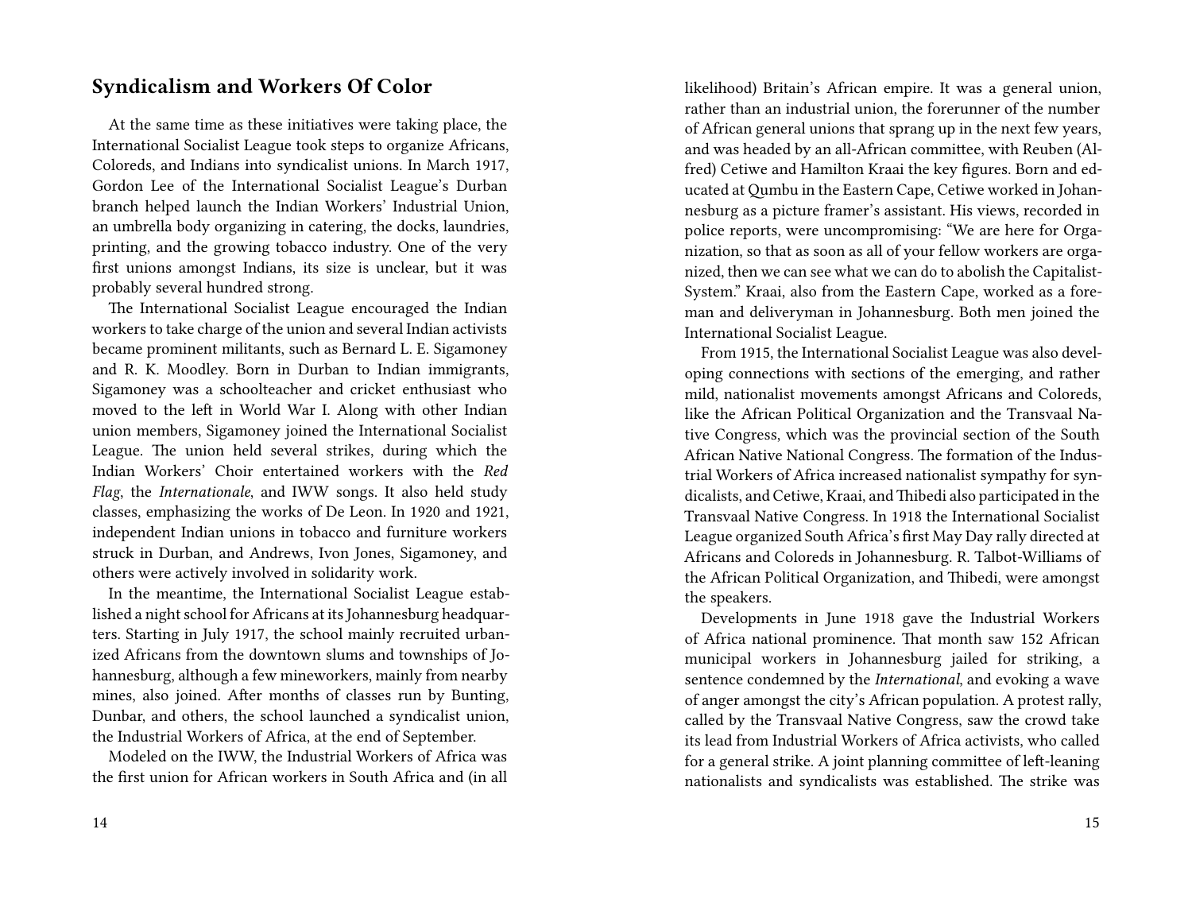## Syndicalism and Workers Of Color

At the same time as these initiatives were taking place, the International Socialist League took steps to organize Africans, Coloreds, and Indians into syndicalist unions. In March 1917, Gordon Lee of the International Socialist League's Durban branch helped launch the Indian Workers' Industrial Union, an umbrella body organizing in catering, the docks, laundries, printing, and the growing tobacco industry. One of the very first unions amongst Indians, its size is unclear, but it was probably several hundred strong.

The International Socialist League encouraged the Indian workers to take charge of the union and several Indian activists became prominent militants, such as Bernard L. E. Sigamoney and R. K. Moodley. Born in Durban to Indian immigrants, Sigamoney was a schoolteacher and cricket enthusiast who moved to the left in World War I. Along with other Indian union members, Sigamoney joined the International Socialist League. The union held several strikes, during which the Indian Workers' Choir entertained workers with the *Red Flag*, the *Internationale*, and IWW songs. It also held study classes, emphasizing the works of De Leon. In 1920 and 1921, independent Indian unions in tobacco and furniture workers struck in Durban, and Andrews, Ivon Jones, Sigamoney, and others were actively involved in solidarity work.

In the meantime, the International Socialist League established a night school for Africans at its Johannesburg headquarters. Starting in July 1917, the school mainly recruited urbanized Africans from the downtown slums and townships of Johannesburg, although a few mineworkers, mainly from nearby mines, also joined. After months of classes run by Bunting, Dunbar, and others, the school launched a syndicalist union, the Industrial Workers of Africa, at the end of September.

Modeled on the IWW, the Industrial Workers of Africa was the first union for African workers in South Africa and (in all likelihood) Britain's African empire. It was a general union, rather than an industrial union, the forerunner of the number of African general unions that sprang up in the next few years, and was headed by an all-African committee, with Reuben (Alfred) Cetiwe and Hamilton Kraai the key figures. Born and educated at Qumbu in the Eastern Cape, Cetiwe worked in Johannesburg as a picture framer's assistant. His views, recorded in police reports, were uncompromising: "We are here for Organization, so that as soon as all of your fellow workers are organized, then we can see what we can do to abolish the Capitalist-System." Kraai, also from the Eastern Cape, worked as a foreman and deliveryman in Johannesburg. Both men joined the International Socialist League.

From 1915, the International Socialist League was also developing connections with sections of the emerging, and rather mild, nationalist movements amongst Africans and Coloreds, like the African Political Organization and the Transvaal Native Congress, which was the provincial section of the South African Native National Congress. The formation of the Industrial Workers of Africa increased nationalist sympathy for syndicalists, and Cetiwe, Kraai, and Thibedi also participated in the Transvaal Native Congress. In 1918 the International Socialist League organized South Africa's first May Day rally directed at Africans and Coloreds in Johannesburg. R. Talbot-Williams of the African Political Organization, and Thibedi, were amongst the speakers.

Developments in June 1918 gave the Industrial Workers of Africa national prominence. That month saw 152 African municipal workers in Johannesburg jailed for striking, a sentence condemned by the *International*, and evoking a wave of anger amongst the city's African population. A protest rally, called by the Transvaal Native Congress, saw the crowd take its lead from Industrial Workers of Africa activists, who called for a general strike. A joint planning committee of left-leaning nationalists and syndicalists was established. The strike was